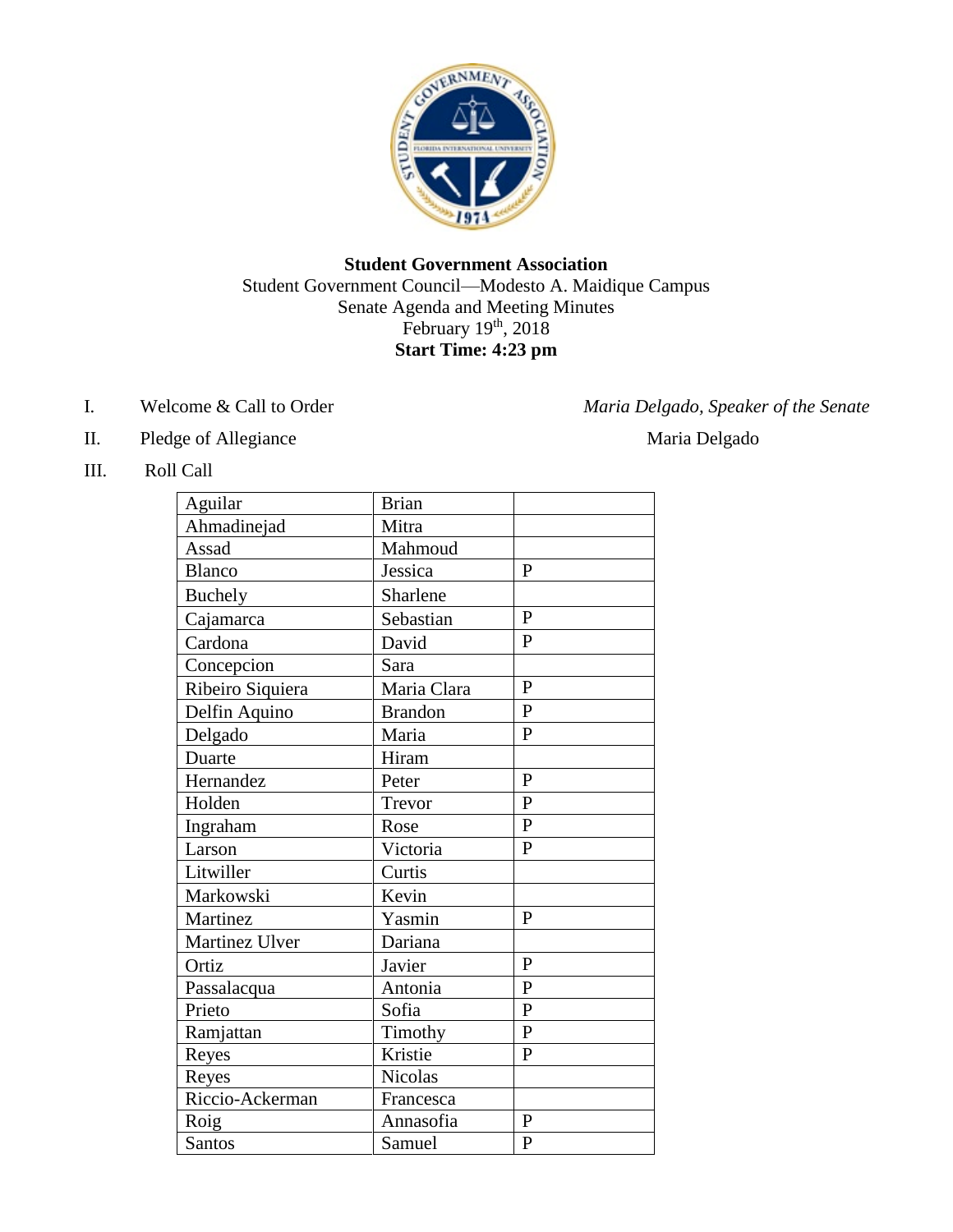**Student Government Association**

Student Government Council—Modesto A. Maidique Campus

Senate Agenda and Meeting Minutes

February 19th, 2018

**Start Time: 4:23 pm**

I. Welcome & Call to Order — *Maria Delgado, Speaker of the Senate*

II. Pledge of Allegiance — Maria Delgado

III. Roll Call

| | | |
|---|---|---|
| Aguilar | Brian | |
| Ahmadinejad | Mitra | |
| Assad | Mahmoud | |
| Blanco | Jessica | P |
| Buchely | Sharlene | |
| Cajamarca | Sebastian | P |
| Cardona | David | P |
| Concepcion | Sara | |
| Ribeiro Siquiera | Maria Clara | P |
| Delfin Aquino | Brandon | P |
| Delgado | Maria | P |
| Duarte | Hiram | |
| Hernandez | Peter | P |
| Holden | Trevor | P |
| Ingraham | Rose | P |
| Larson | Victoria | P |
| Litwiller | Curtis | |
| Markowski | Kevin | |
| Martinez | Yasmin | P |
| Martinez Ulver | Dariana | |
| Ortiz | Javier | P |
| Passalacqua | Antonia | P |
| Prieto | Sofia | P |
| Ramjattan | Timothy | P |
| Reyes | Kristie | P |
| Reyes | Nicolas | |
| Riccio-Ackerman | Francesca | |
| Roig | Annasofia | P |
| Santos | Samuel | P |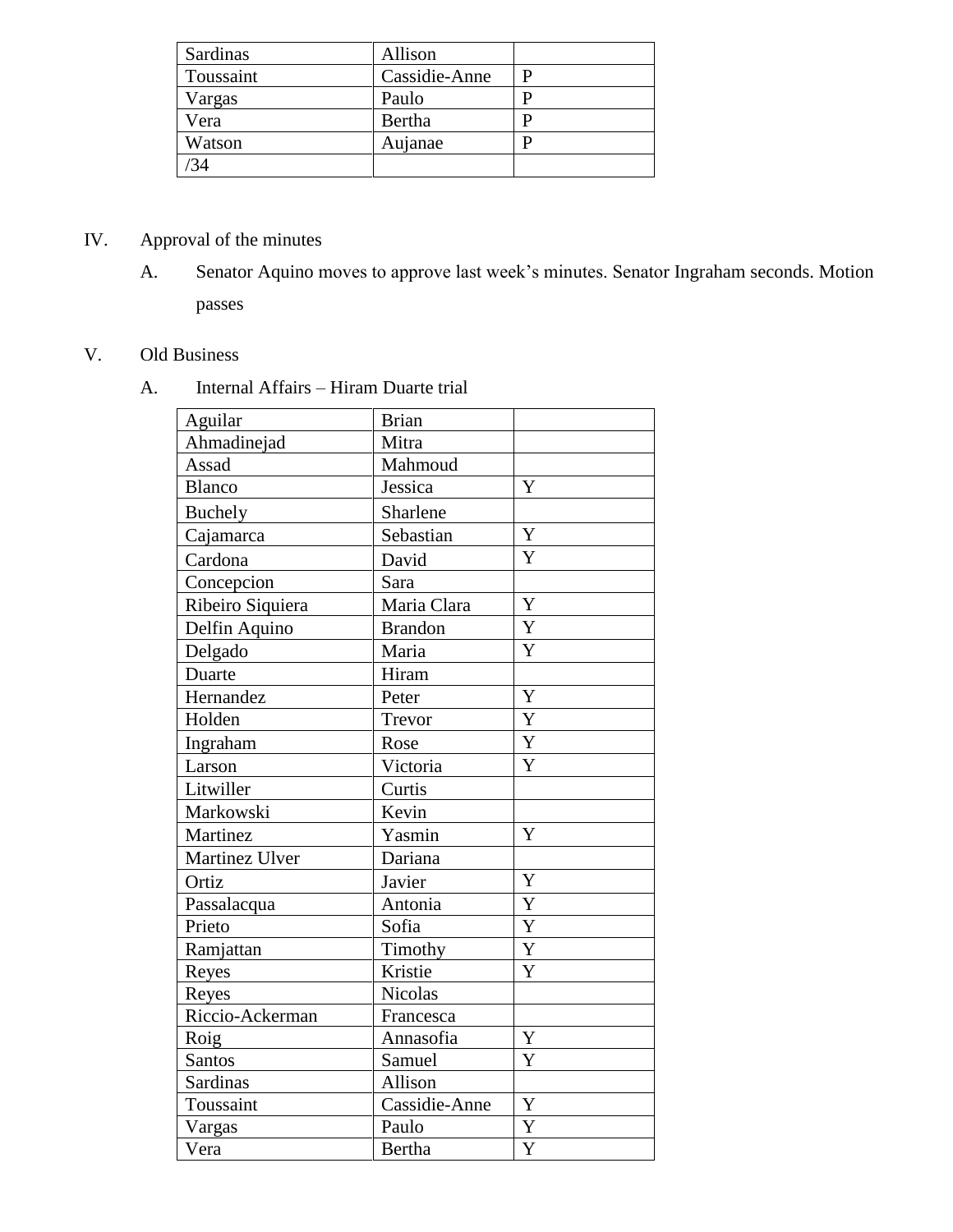| Sardinas | Allison | |
|---|---|---|
| Toussaint | Cassidie-Anne | P |
| Vargas | Paulo | P |
| Vera | Bertha | P |
| Watson | Aujanae | P |
| /34 | | |

IV. Approval of the minutes

A. Senator Aquino moves to approve last week's minutes. Senator Ingraham seconds. Motion passes

V. Old Business

A. Internal Affairs – Hiram Duarte trial

| Aguilar | Brian | |
|---|---|---|
| Ahmadinejad | Mitra | |
| Assad | Mahmoud | |
| Blanco | Jessica | Y |
| Buchely | Sharlene | |
| Cajamarca | Sebastian | Y |
| Cardona | David | Y |
| Concepcion | Sara | |
| Ribeiro Siquiera | Maria Clara | Y |
| Delfin Aquino | Brandon | Y |
| Delgado | Maria | Y |
| Duarte | Hiram | |
| Hernandez | Peter | Y |
| Holden | Trevor | Y |
| Ingraham | Rose | Y |
| Larson | Victoria | Y |
| Litwiller | Curtis | |
| Markowski | Kevin | |
| Martinez | Yasmin | Y |
| Martinez Ulver | Dariana | |
| Ortiz | Javier | Y |
| Passalacqua | Antonia | Y |
| Prieto | Sofia | Y |
| Ramjattan | Timothy | Y |
| Reyes | Kristie | Y |
| Reyes | Nicolas | |
| Riccio-Ackerman | Francesca | |
| Roig | Annasofia | Y |
| Santos | Samuel | Y |
| Sardinas | Allison | |
| Toussaint | Cassidie-Anne | Y |
| Vargas | Paulo | Y |
| Vera | Bertha | Y |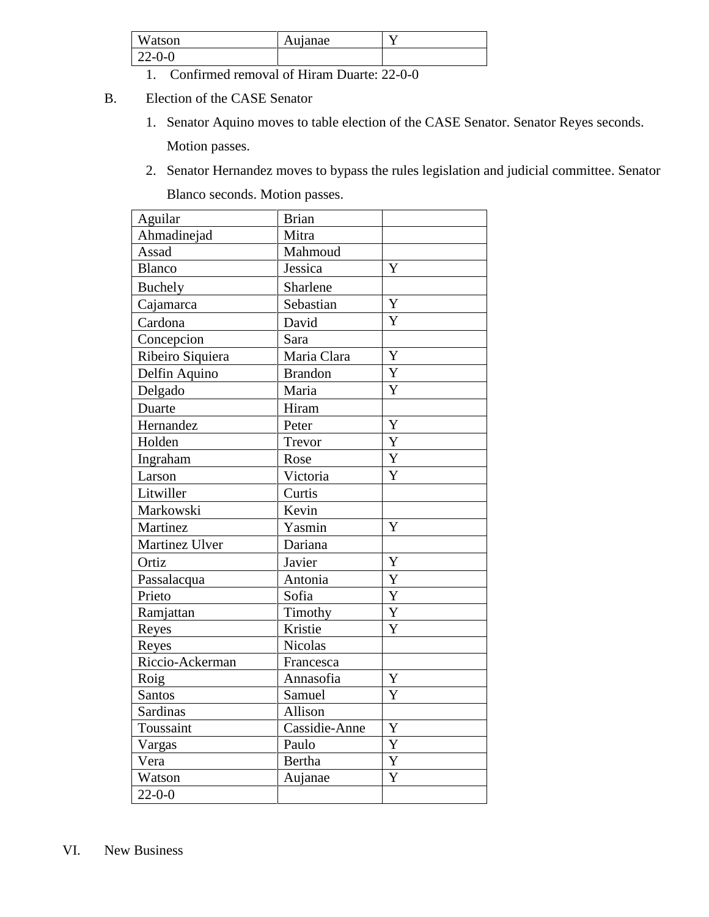| Watson | Aujanae | Y |
|---|---|---|
| 22-0-0 | | |

1. Confirmed removal of Hiram Duarte: 22-0-0

B. Election of the CASE Senator

1. Senator Aquino moves to table election of the CASE Senator. Senator Reyes seconds. Motion passes.
2. Senator Hernandez moves to bypass the rules legislation and judicial committee. Senator Blanco seconds. Motion passes.

| Aguilar | Brian | |
|---|---|---|
| Ahmadinejad | Mitra | |
| Assad | Mahmoud | |
| Blanco | Jessica | Y |
| Buchely | Sharlene | |
| Cajamarca | Sebastian | Y |
| Cardona | David | Y |
| Concepcion | Sara | |
| Ribeiro Siquiera | Maria Clara | Y |
| Delfin Aquino | Brandon | Y |
| Delgado | Maria | Y |
| Duarte | Hiram | |
| Hernandez | Peter | Y |
| Holden | Trevor | Y |
| Ingraham | Rose | Y |
| Larson | Victoria | Y |
| Litwiller | Curtis | |
| Markowski | Kevin | |
| Martinez | Yasmin | Y |
| Martinez Ulver | Dariana | |
| Ortiz | Javier | Y |
| Passalacqua | Antonia | Y |
| Prieto | Sofia | Y |
| Ramjattan | Timothy | Y |
| Reyes | Kristie | Y |
| Reyes | Nicolas | |
| Riccio-Ackerman | Francesca | |
| Roig | Annasofia | Y |
| Santos | Samuel | Y |
| Sardinas | Allison | |
| Toussaint | Cassidie-Anne | Y |
| Vargas | Paulo | Y |
| Vera | Bertha | Y |
| Watson | Aujanae | Y |
| 22-0-0 | | |

VI. New Business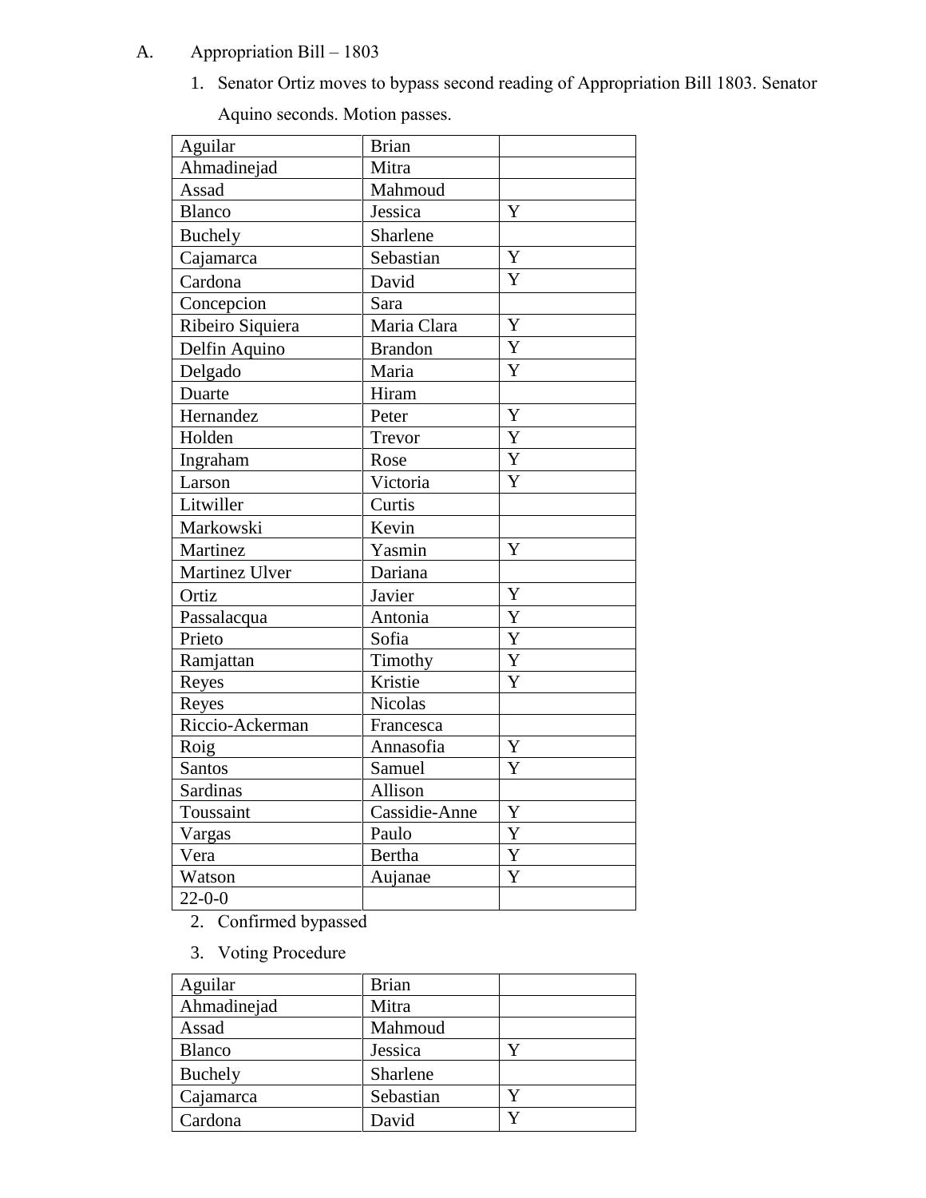A. Appropriation Bill – 1803

1. Senator Ortiz moves to bypass second reading of Appropriation Bill 1803. Senator Aquino seconds. Motion passes.

| Aguilar | Brian | |
|---|---|---|
| Ahmadinejad | Mitra | |
| Assad | Mahmoud | |
| Blanco | Jessica | Y |
| Buchely | Sharlene | |
| Cajamarca | Sebastian | Y |
| Cardona | David | Y |
| Concepcion | Sara | |
| Ribeiro Siquiera | Maria Clara | Y |
| Delfin Aquino | Brandon | Y |
| Delgado | Maria | Y |
| Duarte | Hiram | |
| Hernandez | Peter | Y |
| Holden | Trevor | Y |
| Ingraham | Rose | Y |
| Larson | Victoria | Y |
| Litwiller | Curtis | |
| Markowski | Kevin | |
| Martinez | Yasmin | Y |
| Martinez Ulver | Dariana | |
| Ortiz | Javier | Y |
| Passalacqua | Antonia | Y |
| Prieto | Sofia | Y |
| Ramjattan | Timothy | Y |
| Reyes | Kristie | Y |
| Reyes | Nicolas | |
| Riccio-Ackerman | Francesca | |
| Roig | Annasofia | Y |
| Santos | Samuel | Y |
| Sardinas | Allison | |
| Toussaint | Cassidie-Anne | Y |
| Vargas | Paulo | Y |
| Vera | Bertha | Y |
| Watson | Aujanae | Y |
| 22-0-0 | | |

2. Confirmed bypassed

3. Voting Procedure

| Aguilar | Brian | |
|---|---|---|
| Ahmadinejad | Mitra | |
| Assad | Mahmoud | |
| Blanco | Jessica | Y |
| Buchely | Sharlene | |
| Cajamarca | Sebastian | Y |
| Cardona | David | Y |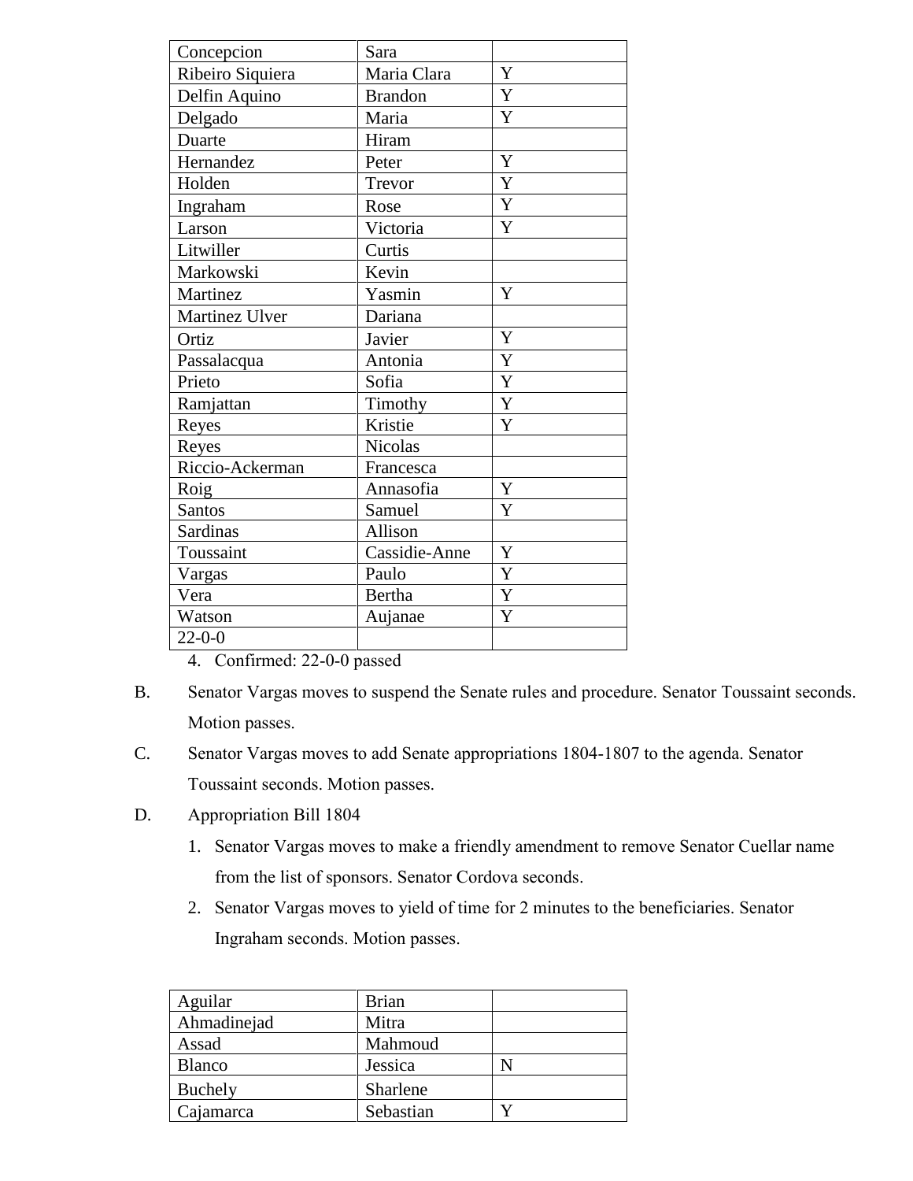| Concepcion | Sara | |
|---|---|---|
| Ribeiro Siquiera | Maria Clara | Y |
| Delfin Aquino | Brandon | Y |
| Delgado | Maria | Y |
| Duarte | Hiram | |
| Hernandez | Peter | Y |
| Holden | Trevor | Y |
| Ingraham | Rose | Y |
| Larson | Victoria | Y |
| Litwiller | Curtis | |
| Markowski | Kevin | |
| Martinez | Yasmin | Y |
| Martinez Ulver | Dariana | |
| Ortiz | Javier | Y |
| Passalacqua | Antonia | Y |
| Prieto | Sofia | Y |
| Ramjattan | Timothy | Y |
| Reyes | Kristie | Y |
| Reyes | Nicolas | |
| Riccio-Ackerman | Francesca | |
| Roig | Annasofia | Y |
| Santos | Samuel | Y |
| Sardinas | Allison | |
| Toussaint | Cassidie-Anne | Y |
| Vargas | Paulo | Y |
| Vera | Bertha | Y |
| Watson | Aujanae | Y |
| 22-0-0 | | |

4. Confirmed: 22-0-0 passed

B. Senator Vargas moves to suspend the Senate rules and procedure. Senator Toussaint seconds. Motion passes.

C. Senator Vargas moves to add Senate appropriations 1804-1807 to the agenda. Senator Toussaint seconds. Motion passes.

D. Appropriation Bill 1804

1. Senator Vargas moves to make a friendly amendment to remove Senator Cuellar name from the list of sponsors. Senator Cordova seconds.
2. Senator Vargas moves to yield of time for 2 minutes to the beneficiaries. Senator Ingraham seconds. Motion passes.

| Aguilar | Brian | |
|---|---|---|
| Ahmadinejad | Mitra | |
| Assad | Mahmoud | |
| Blanco | Jessica | N |
| Buchely | Sharlene | |
| Cajamarca | Sebastian | Y |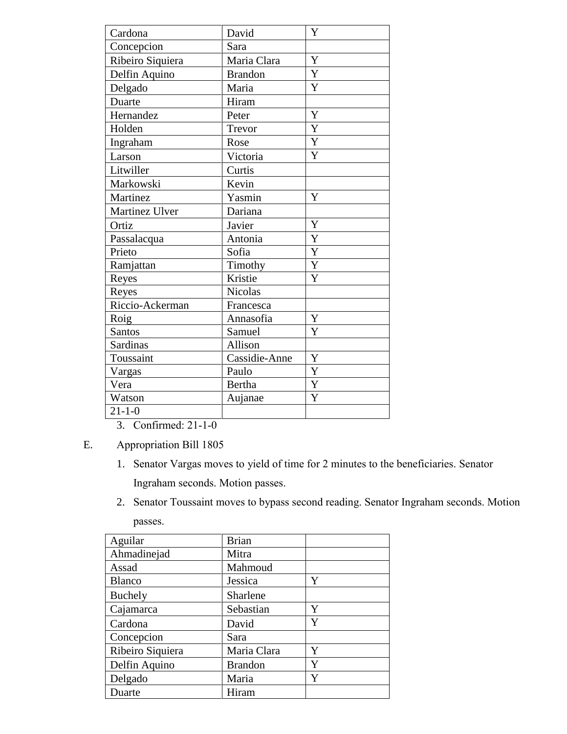| Cardona | David | Y |
|---|---|---|
| Concepcion | Sara | |
| Ribeiro Siquiera | Maria Clara | Y |
| Delfin Aquino | Brandon | Y |
| Delgado | Maria | Y |
| Duarte | Hiram | |
| Hernandez | Peter | Y |
| Holden | Trevor | Y |
| Ingraham | Rose | Y |
| Larson | Victoria | Y |
| Litwiller | Curtis | |
| Markowski | Kevin | |
| Martinez | Yasmin | Y |
| Martinez Ulver | Dariana | |
| Ortiz | Javier | Y |
| Passalacqua | Antonia | Y |
| Prieto | Sofia | Y |
| Ramjattan | Timothy | Y |
| Reyes | Kristie | Y |
| Reyes | Nicolas | |
| Riccio-Ackerman | Francesca | |
| Roig | Annasofia | Y |
| Santos | Samuel | Y |
| Sardinas | Allison | |
| Toussaint | Cassidie-Anne | Y |
| Vargas | Paulo | Y |
| Vera | Bertha | Y |
| Watson | Aujanae | Y |
| 21-1-0 | | |

3. Confirmed: 21-1-0

E. Appropriation Bill 1805

1. Senator Vargas moves to yield of time for 2 minutes to the beneficiaries. Senator Ingraham seconds. Motion passes.
2. Senator Toussaint moves to bypass second reading. Senator Ingraham seconds. Motion passes.

| Aguilar | Brian | |
|---|---|---|
| Ahmadinejad | Mitra | |
| Assad | Mahmoud | |
| Blanco | Jessica | Y |
| Buchely | Sharlene | |
| Cajamarca | Sebastian | Y |
| Cardona | David | Y |
| Concepcion | Sara | |
| Ribeiro Siquiera | Maria Clara | Y |
| Delfin Aquino | Brandon | Y |
| Delgado | Maria | Y |
| Duarte | Hiram | |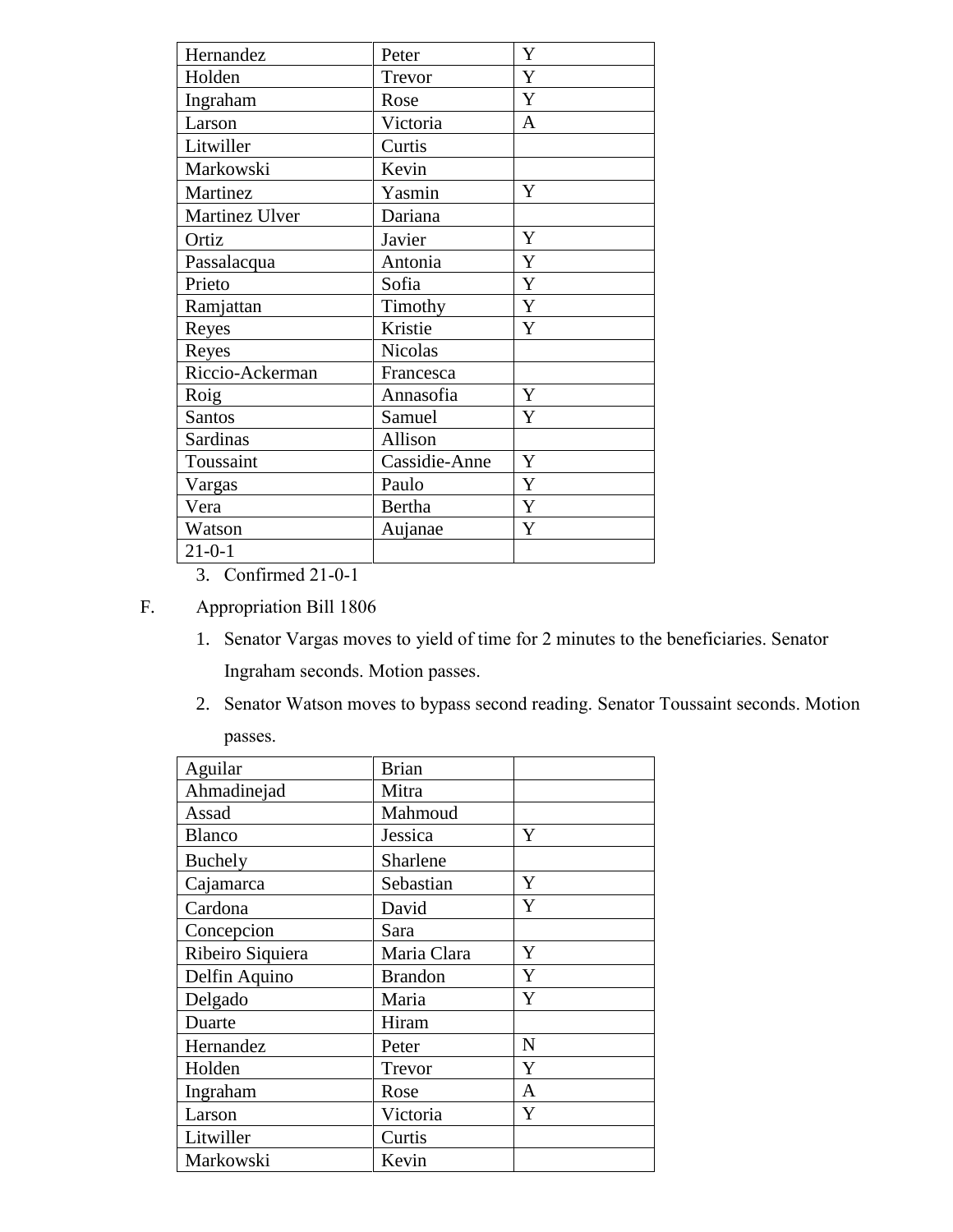| Hernandez | Peter | Y |
|---|---|---|
| Holden | Trevor | Y |
| Ingraham | Rose | Y |
| Larson | Victoria | A |
| Litwiller | Curtis | |
| Markowski | Kevin | |
| Martinez | Yasmin | Y |
| Martinez Ulver | Dariana | |
| Ortiz | Javier | Y |
| Passalacqua | Antonia | Y |
| Prieto | Sofia | Y |
| Ramjattan | Timothy | Y |
| Reyes | Kristie | Y |
| Reyes | Nicolas | |
| Riccio-Ackerman | Francesca | |
| Roig | Annasofia | Y |
| Santos | Samuel | Y |
| Sardinas | Allison | |
| Toussaint | Cassidie-Anne | Y |
| Vargas | Paulo | Y |
| Vera | Bertha | Y |
| Watson | Aujanae | Y |
| 21-0-1 | | |

3. Confirmed 21-0-1

F. Appropriation Bill 1806

1. Senator Vargas moves to yield of time for 2 minutes to the beneficiaries. Senator Ingraham seconds. Motion passes.
2. Senator Watson moves to bypass second reading. Senator Toussaint seconds. Motion passes.

| Aguilar | Brian | |
|---|---|---|
| Ahmadinejad | Mitra | |
| Assad | Mahmoud | |
| Blanco | Jessica | Y |
| Buchely | Sharlene | |
| Cajamarca | Sebastian | Y |
| Cardona | David | Y |
| Concepcion | Sara | |
| Ribeiro Siquiera | Maria Clara | Y |
| Delfin Aquino | Brandon | Y |
| Delgado | Maria | Y |
| Duarte | Hiram | |
| Hernandez | Peter | N |
| Holden | Trevor | Y |
| Ingraham | Rose | A |
| Larson | Victoria | Y |
| Litwiller | Curtis | |
| Markowski | Kevin | |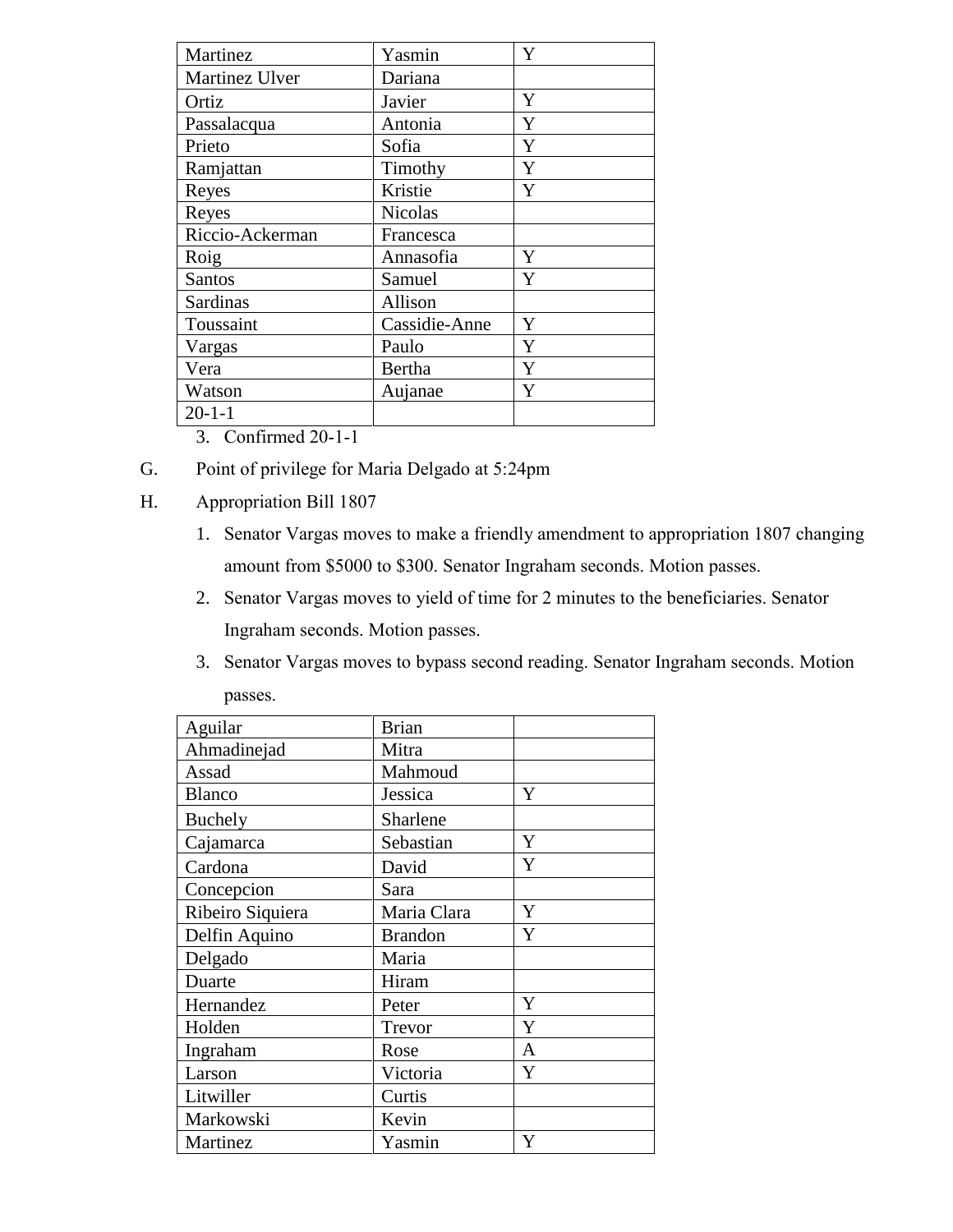| Martinez | Yasmin | Y |
|---|---|---|
| Martinez Ulver | Dariana | |
| Ortiz | Javier | Y |
| Passalacqua | Antonia | Y |
| Prieto | Sofia | Y |
| Ramjattan | Timothy | Y |
| Reyes | Kristie | Y |
| Reyes | Nicolas | |
| Riccio-Ackerman | Francesca | |
| Roig | Annasofia | Y |
| Santos | Samuel | Y |
| Sardinas | Allison | |
| Toussaint | Cassidie-Anne | Y |
| Vargas | Paulo | Y |
| Vera | Bertha | Y |
| Watson | Aujanae | Y |
| 20-1-1 | | |

3. Confirmed 20-1-1

G. Point of privilege for Maria Delgado at 5:24pm

H. Appropriation Bill 1807

1. Senator Vargas moves to make a friendly amendment to appropriation 1807 changing amount from $5000 to $300. Senator Ingraham seconds. Motion passes.
2. Senator Vargas moves to yield of time for 2 minutes to the beneficiaries. Senator Ingraham seconds. Motion passes.
3. Senator Vargas moves to bypass second reading. Senator Ingraham seconds. Motion passes.

| Aguilar | Brian | |
|---|---|---|
| Ahmadinejad | Mitra | |
| Assad | Mahmoud | |
| Blanco | Jessica | Y |
| Buchely | Sharlene | |
| Cajamarca | Sebastian | Y |
| Cardona | David | Y |
| Concepcion | Sara | |
| Ribeiro Siquiera | Maria Clara | Y |
| Delfin Aquino | Brandon | Y |
| Delgado | Maria | |
| Duarte | Hiram | |
| Hernandez | Peter | Y |
| Holden | Trevor | Y |
| Ingraham | Rose | A |
| Larson | Victoria | Y |
| Litwiller | Curtis | |
| Markowski | Kevin | |
| Martinez | Yasmin | Y |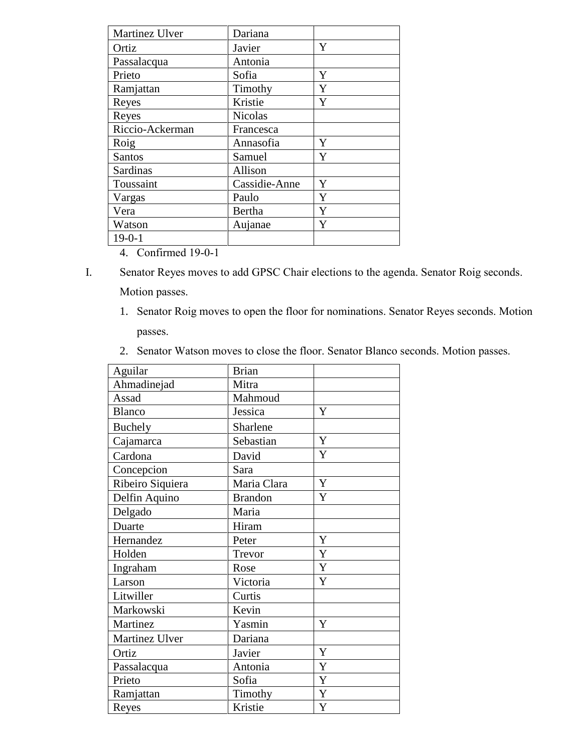| Martinez Ulver | Dariana | |
|---|---|---|
| Ortiz | Javier | Y |
| Passalacqua | Antonia | |
| Prieto | Sofia | Y |
| Ramjattan | Timothy | Y |
| Reyes | Kristie | Y |
| Reyes | Nicolas | |
| Riccio-Ackerman | Francesca | |
| Roig | Annasofia | Y |
| Santos | Samuel | Y |
| Sardinas | Allison | |
| Toussaint | Cassidie-Anne | Y |
| Vargas | Paulo | Y |
| Vera | Bertha | Y |
| Watson | Aujanae | Y |
| 19-0-1 | | |

4. Confirmed 19-0-1

I. Senator Reyes moves to add GPSC Chair elections to the agenda. Senator Roig seconds. Motion passes.
   1. Senator Roig moves to open the floor for nominations. Senator Reyes seconds. Motion passes.
   2. Senator Watson moves to close the floor. Senator Blanco seconds. Motion passes.

| Aguilar | Brian | |
|---|---|---|
| Ahmadinejad | Mitra | |
| Assad | Mahmoud | |
| Blanco | Jessica | Y |
| Buchely | Sharlene | |
| Cajamarca | Sebastian | Y |
| Cardona | David | Y |
| Concepcion | Sara | |
| Ribeiro Siquiera | Maria Clara | Y |
| Delfin Aquino | Brandon | Y |
| Delgado | Maria | |
| Duarte | Hiram | |
| Hernandez | Peter | Y |
| Holden | Trevor | Y |
| Ingraham | Rose | Y |
| Larson | Victoria | Y |
| Litwiller | Curtis | |
| Markowski | Kevin | |
| Martinez | Yasmin | Y |
| Martinez Ulver | Dariana | |
| Ortiz | Javier | Y |
| Passalacqua | Antonia | Y |
| Prieto | Sofia | Y |
| Ramjattan | Timothy | Y |
| Reyes | Kristie | Y |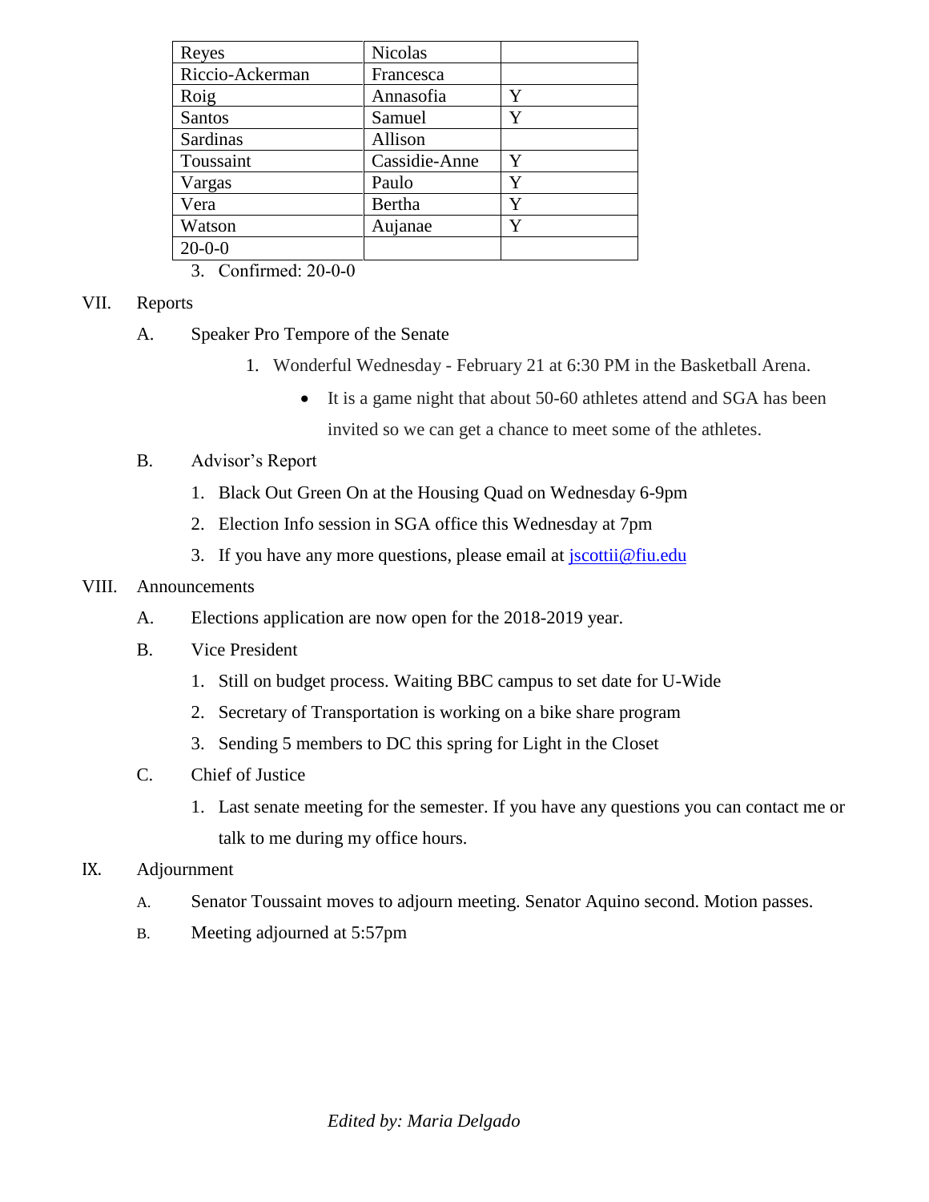| | | |
|---|---|---|
| Reyes | Nicolas | |
| Riccio-Ackerman | Francesca | |
| Roig | Annasofia | Y |
| Santos | Samuel | Y |
| Sardinas | Allison | |
| Toussaint | Cassidie-Anne | Y |
| Vargas | Paulo | Y |
| Vera | Bertha | Y |
| Watson | Aujanae | Y |
| 20-0-0 | | |

3. Confirmed: 20-0-0

VII. Reports

A. Speaker Pro Tempore of the Senate

1. Wonderful Wednesday - February 21 at 6:30 PM in the Basketball Arena.
   - It is a game night that about 50-60 athletes attend and SGA has been invited so we can get a chance to meet some of the athletes.

B. Advisor's Report

1. Black Out Green On at the Housing Quad on Wednesday 6-9pm
2. Election Info session in SGA office this Wednesday at 7pm
3. If you have any more questions, please email at jscottii@fiu.edu

VIII. Announcements

A. Elections application are now open for the 2018-2019 year.

B. Vice President

1. Still on budget process. Waiting BBC campus to set date for U-Wide
2. Secretary of Transportation is working on a bike share program
3. Sending 5 members to DC this spring for Light in the Closet

C. Chief of Justice

1. Last senate meeting for the semester. If you have any questions you can contact me or talk to me during my office hours.

IX. Adjournment

A. Senator Toussaint moves to adjourn meeting. Senator Aquino second. Motion passes.

B. Meeting adjourned at 5:57pm

*Edited by: Maria Delgado*